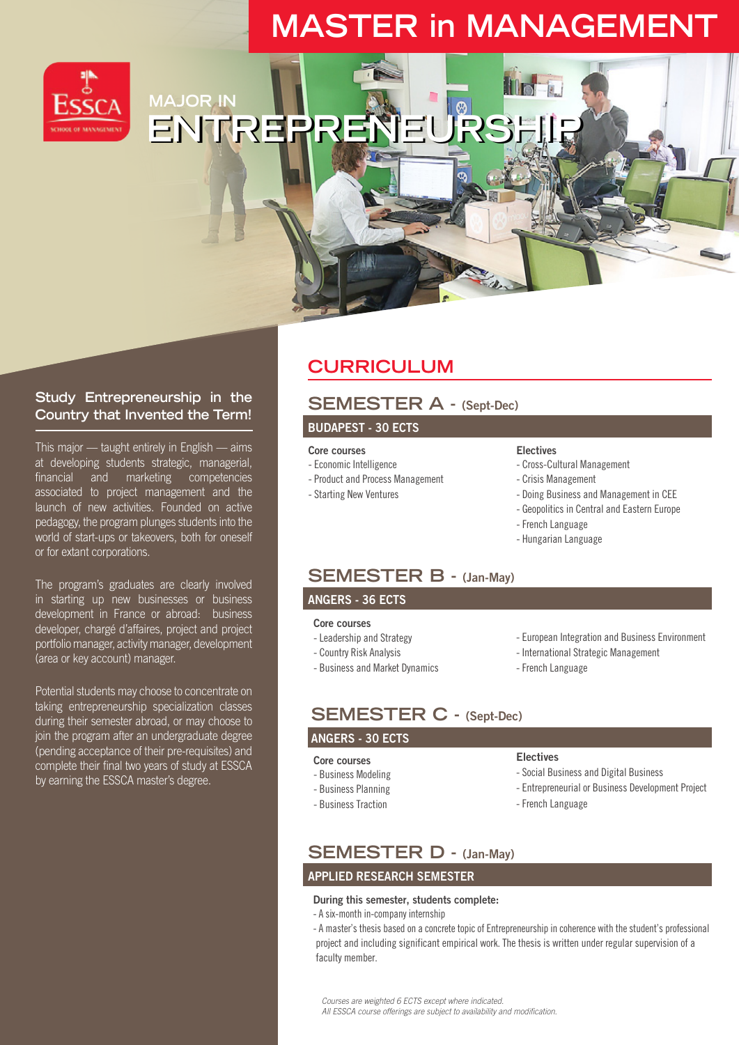# MASTER in MANAGEMENT

ESSCA School of Management

## MAJOR IN ENTREPRENEURSHIP

### Study Entrepreneurship in the Country that Invented the Term!

This major — taught entirely in English — aims at developing students strategic, managerial, financial and marketing competencies associated to project management and the launch of new activities. Founded on active pedagogy, the program plunges students into the world of start-ups or takeovers, both for oneself or for extant corporations.

The program's graduates are clearly involved in starting up new businesses or business development in France or abroad: business developer, chargé d'affaires, project and project portfolio manager, activity manager, development (area or key account) manager.

Potential students may choose to concentrate on taking entrepreneurship specialization classes during their semester abroad, or may choose to join the program after an undergraduate degree (pending acceptance of their pre-requisites) and complete their final two years of study at ESSCA by earning the ESSCA master's degree.

## CURRICULUM

### SEMESTER A - (Sept-Dec)

**BUDAPEST - 30 ECTS**

**Core courses**
- Economic Intelligence
- Product and Process Management
- Starting New Ventures

**Electives**
- Cross-Cultural Management
- Crisis Management
- Doing Business and Management in CEE
- Geopolitics in Central and Eastern Europe
- French Language
- Hungarian Language

### SEMESTER B - (Jan-May)

**ANGERS - 36 ECTS**

**Core courses**
- Leadership and Strategy
- Country Risk Analysis
- Business and Market Dynamics
- European Integration and Business Environment
- International Strategic Management
- French Language

### SEMESTER C - (Sept-Dec)

**ANGERS - 30 ECTS**

**Core courses**
- Business Modeling
- Business Planning
- Business Traction

**Electives**
- Social Business and Digital Business
- Entrepreneurial or Business Development Project
- French Language

### SEMESTER D - (Jan-May)

**APPLIED RESEARCH SEMESTER**

**During this semester, students complete:**
- A six-month in-company internship
- A master's thesis based on a concrete topic of Entrepreneurship in coherence with the student's professional project and including significant empirical work. The thesis is written under regular supervision of a faculty member.

*Courses are weighted 6 ECTS except where indicated.*
*All ESSCA course offerings are subject to availability and modification.*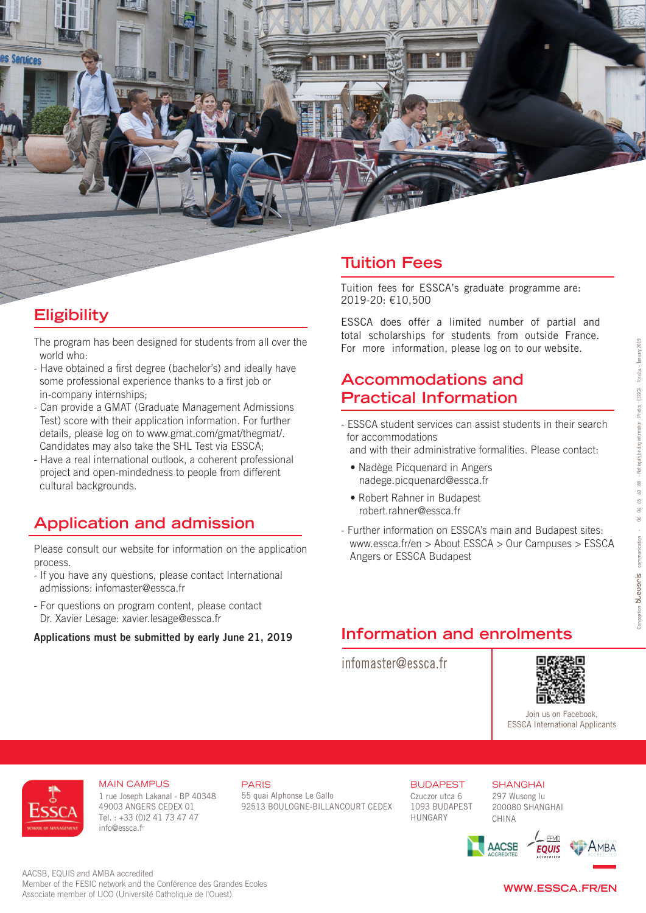## Eligibility

The program has been designed for students from all over the world who:

- Have obtained a first degree (bachelor's) and ideally have some professional experience thanks to a first job or in-company internships;
- Can provide a GMAT (Graduate Management Admissions Test) score with their application information. For further details, please log on to www.gmat.com/gmat/thegmat/. Candidates may also take the SHL Test via ESSCA;
- Have a real international outlook, a coherent professional project and open-mindedness to people from different cultural backgrounds.

## Application and admission

Please consult our website for information on the application process.

- If you have any questions, please contact International admissions: infomaster@essca.fr
- For questions on program content, please contact Dr. Xavier Lesage: xavier.lesage@essca.fr

**Applications must be submitted by early June 21, 2019**

## Tuition Fees

Tuition fees for ESSCA's graduate programme are:
2019-20: €10,500

ESSCA does offer a limited number of partial and total scholarships for students from outside France. For more information, please log on to our website.

## Accommodations and Practical Information

- ESSCA student services can assist students in their search for accommodations and with their administrative formalities. Please contact:
  - Nadège Picquenard in Angers nadege.picquenard@essca.fr
  - Robert Rahner in Budapest robert.rahner@essca.fr
- Further information on ESSCA's main and Budapest sites: www.essca.fr/en > About ESSCA > Our Campuses > ESSCA Angers or ESSCA Budapest

## Information and enrolments

infomaster@essca.fr

Join us on Facebook, ESSCA International Applicants

Conception bleuenis communication - 06 04 65 60 88 - Not legally binding information - Photos : ESSCA - Fotolia - January 2019

ESSCA School of Management

MAIN CAMPUS
1 rue Joseph Lakanal - BP 40348
49003 ANGERS CEDEX 01
Tel. : +33 (0)2 41 73 47 47
info@essca.fr

PARIS
55 quai Alphonse Le Gallo
92513 BOULOGNE-BILLANCOURT CEDEX

BUDAPEST
Czuczor utca 6
1093 BUDAPEST
HUNGARY

SHANGHAI
297 Wusong lu
200080 SHANGHAI
CHINA

AACSB ACCREDITED · EFMD EQUIS ACCREDITED · AMBA ACCREDITED

AACSB, EQUIS and AMBA accredited
Member of the FESIC network and the Conférence des Grandes Ecoles
Associate member of UCO (Université Catholique de l'Ouest)

WWW.ESSCA.FR/EN